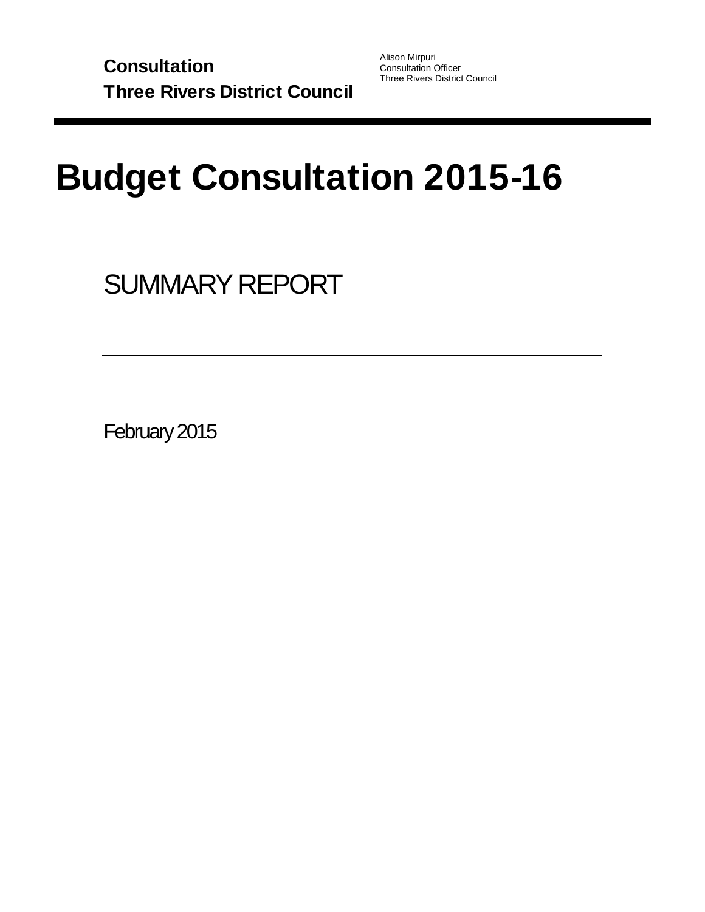**Consultation**
**Three Rivers District Council**

Alison Mirpuri
Consultation Officer
Three Rivers District Council

# Budget Consultation 2015-16

## SUMMARY REPORT

February 2015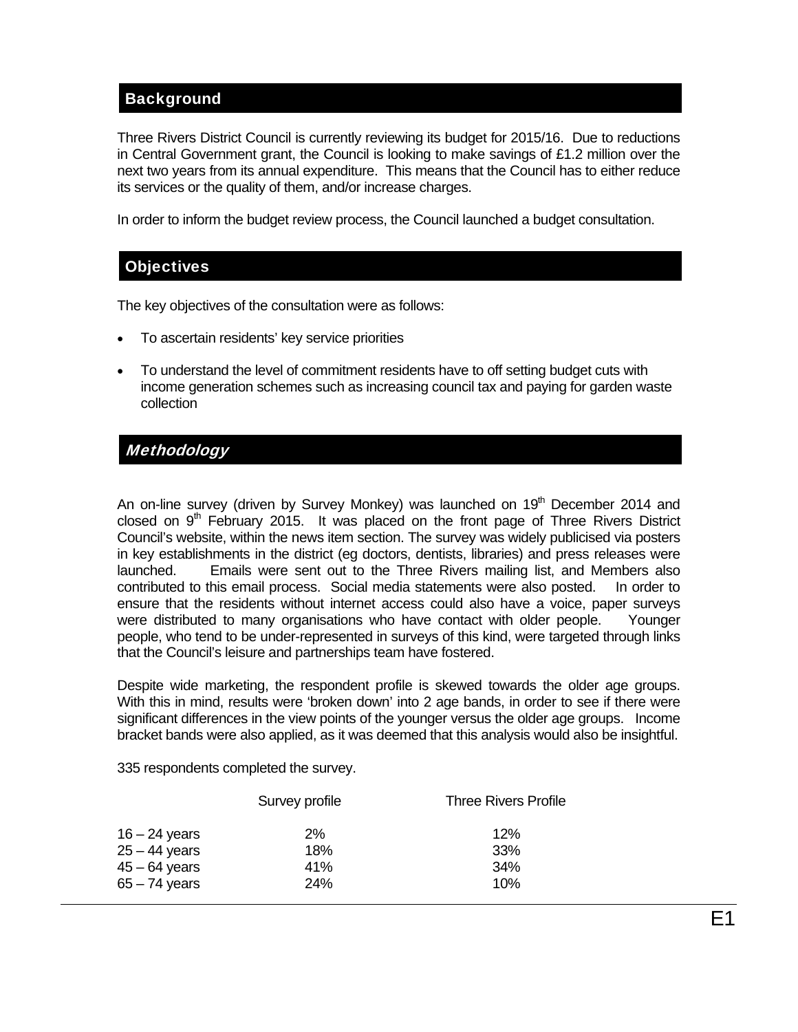## Background

Three Rivers District Council is currently reviewing its budget for 2015/16. Due to reductions in Central Government grant, the Council is looking to make savings of £1.2 million over the next two years from its annual expenditure. This means that the Council has to either reduce its services or the quality of them, and/or increase charges.

In order to inform the budget review process, the Council launched a budget consultation.

## Objectives

The key objectives of the consultation were as follows:

- To ascertain residents' key service priorities
- To understand the level of commitment residents have to off setting budget cuts with income generation schemes such as increasing council tax and paying for garden waste collection

## *Methodology*

An on-line survey (driven by Survey Monkey) was launched on 19th December 2014 and closed on 9th February 2015. It was placed on the front page of Three Rivers District Council's website, within the news item section. The survey was widely publicised via posters in key establishments in the district (eg doctors, dentists, libraries) and press releases were launched. Emails were sent out to the Three Rivers mailing list, and Members also contributed to this email process. Social media statements were also posted. In order to ensure that the residents without internet access could also have a voice, paper surveys were distributed to many organisations who have contact with older people. Younger people, who tend to be under-represented in surveys of this kind, were targeted through links that the Council's leisure and partnerships team have fostered.

Despite wide marketing, the respondent profile is skewed towards the older age groups. With this in mind, results were 'broken down' into 2 age bands, in order to see if there were significant differences in the view points of the younger versus the older age groups. Income bracket bands were also applied, as it was deemed that this analysis would also be insightful.

335 respondents completed the survey.

| | Survey profile | Three Rivers Profile |
|---|---|---|
| 16 – 24 years | 2% | 12% |
| 25 – 44 years | 18% | 33% |
| 45 – 64 years | 41% | 34% |
| 65 – 74 years | 24% | 10% |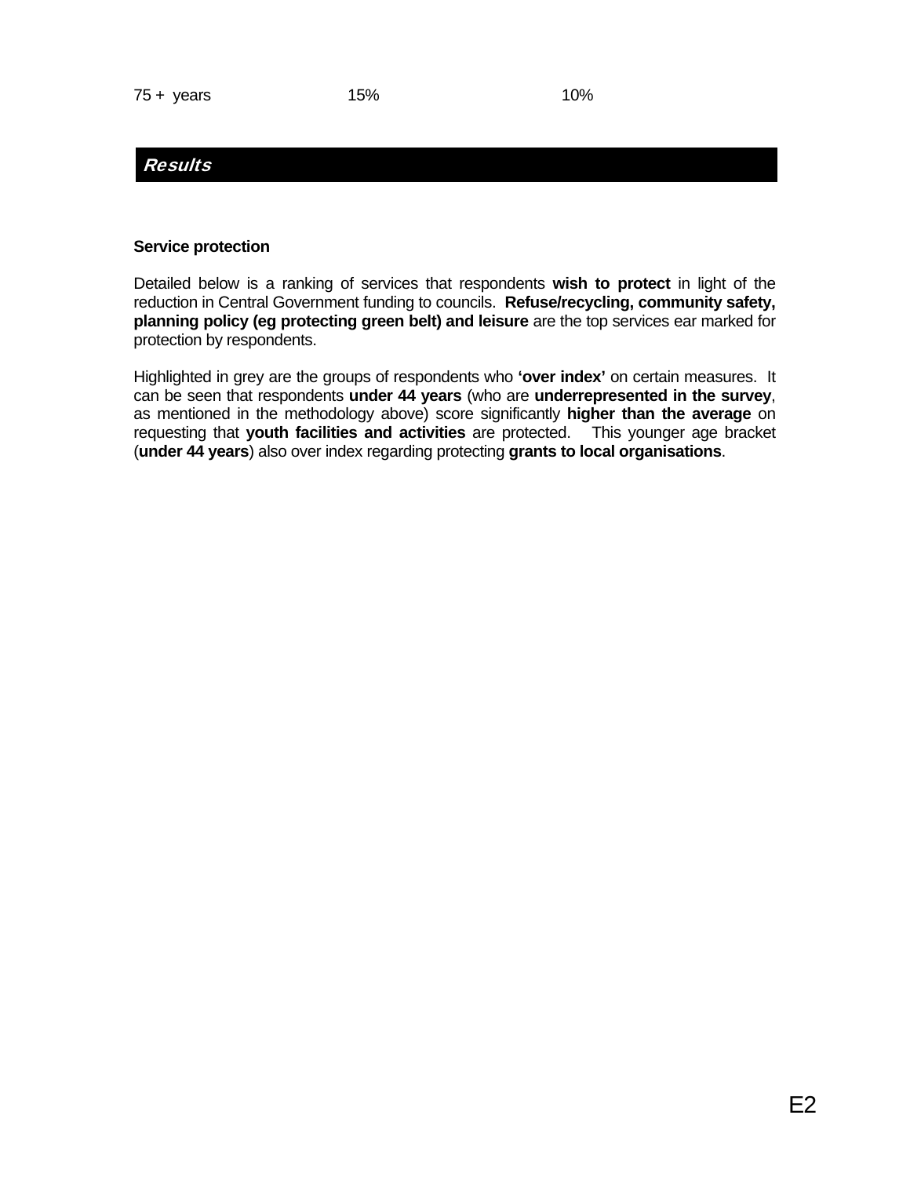| 75 + years | 15% | 10% |
|---|---|---|

## *Results*

**Service protection**

Detailed below is a ranking of services that respondents **wish to protect** in light of the reduction in Central Government funding to councils. **Refuse/recycling, community safety, planning policy (eg protecting green belt) and leisure** are the top services ear marked for protection by respondents.

Highlighted in grey are the groups of respondents who **'over index'** on certain measures. It can be seen that respondents **under 44 years** (who are **underrepresented in the survey**, as mentioned in the methodology above) score significantly **higher than the average** on requesting that **youth facilities and activities** are protected. This younger age bracket (**under 44 years**) also over index regarding protecting **grants to local organisations**.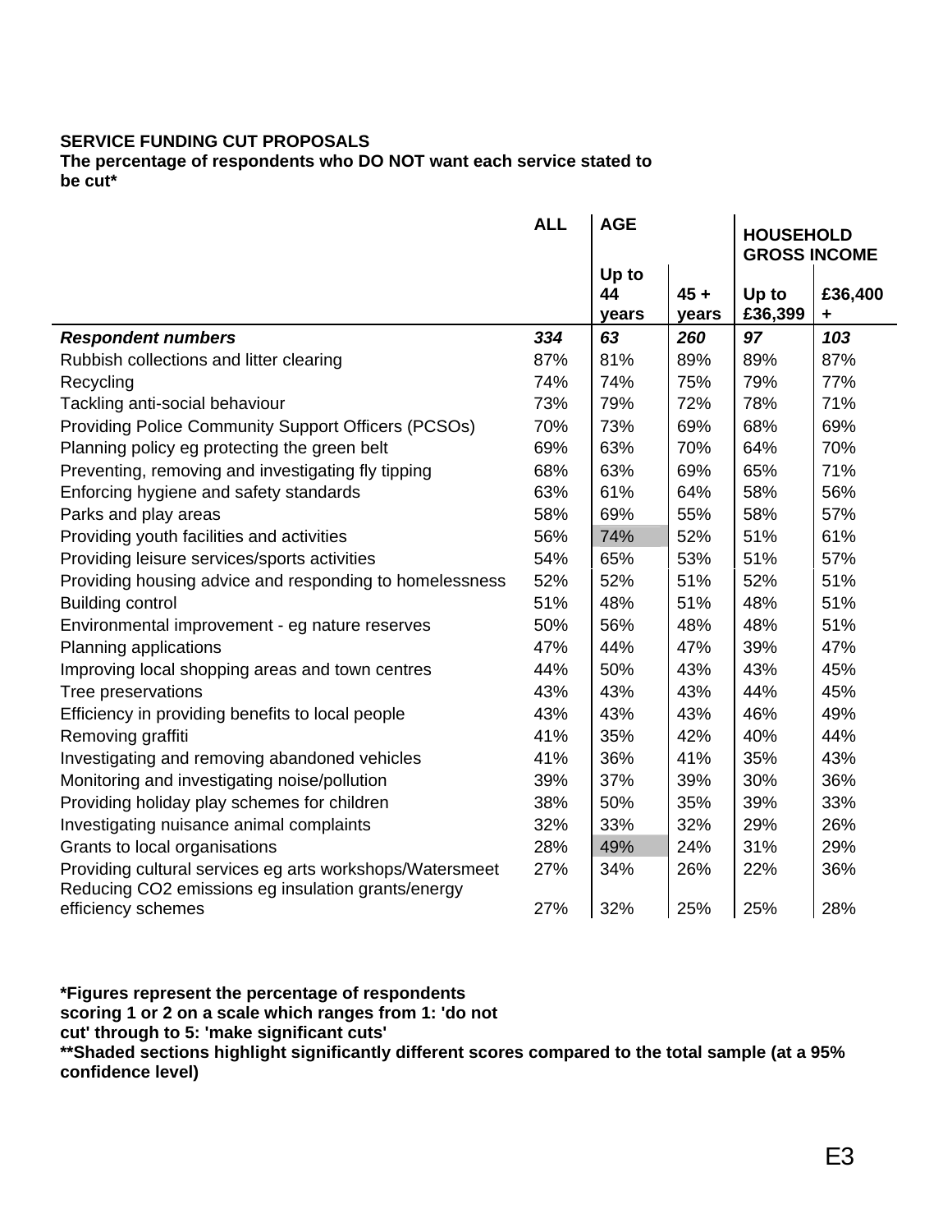**SERVICE FUNDING CUT PROPOSALS**
**The percentage of respondents who DO NOT want each service stated to be cut***

| | ALL | AGE | | HOUSEHOLD GROSS INCOME | |
|---|---|---|---|---|---|
| | | Up to 44 years | 45 + years | Up to £36,399 | £36,400 + |
| ***Respondent numbers*** | ***334*** | ***63*** | ***260*** | ***97*** | ***103*** |
| Rubbish collections and litter clearing | 87% | 81% | 89% | 89% | 87% |
| Recycling | 74% | 74% | 75% | 79% | 77% |
| Tackling anti-social behaviour | 73% | 79% | 72% | 78% | 71% |
| Providing Police Community Support Officers (PCSOs) | 70% | 73% | 69% | 68% | 69% |
| Planning policy eg protecting the green belt | 69% | 63% | 70% | 64% | 70% |
| Preventing, removing and investigating fly tipping | 68% | 63% | 69% | 65% | 71% |
| Enforcing hygiene and safety standards | 63% | 61% | 64% | 58% | 56% |
| Parks and play areas | 58% | 69% | 55% | 58% | 57% |
| Providing youth facilities and activities | 56% | 74% | 52% | 51% | 61% |
| Providing leisure services/sports activities | 54% | 65% | 53% | 51% | 57% |
| Providing housing advice and responding to homelessness | 52% | 52% | 51% | 52% | 51% |
| Building control | 51% | 48% | 51% | 48% | 51% |
| Environmental improvement - eg nature reserves | 50% | 56% | 48% | 48% | 51% |
| Planning applications | 47% | 44% | 47% | 39% | 47% |
| Improving local shopping areas and town centres | 44% | 50% | 43% | 43% | 45% |
| Tree preservations | 43% | 43% | 43% | 44% | 45% |
| Efficiency in providing benefits to local people | 43% | 43% | 43% | 46% | 49% |
| Removing graffiti | 41% | 35% | 42% | 40% | 44% |
| Investigating and removing abandoned vehicles | 41% | 36% | 41% | 35% | 43% |
| Monitoring and investigating noise/pollution | 39% | 37% | 39% | 30% | 36% |
| Providing holiday play schemes for children | 38% | 50% | 35% | 39% | 33% |
| Investigating nuisance animal complaints | 32% | 33% | 32% | 29% | 26% |
| Grants to local organisations | 28% | 49% | 24% | 31% | 29% |
| Providing cultural services eg arts workshops/Watersmeet | 27% | 34% | 26% | 22% | 36% |
| Reducing CO2 emissions eg insulation grants/energy efficiency schemes | 27% | 32% | 25% | 25% | 28% |

***Figures represent the percentage of respondents scoring 1 or 2 on a scale which ranges from 1: 'do not cut' through to 5: 'make significant cuts'**

****Shaded sections highlight significantly different scores compared to the total sample (at a 95% confidence level)**

E3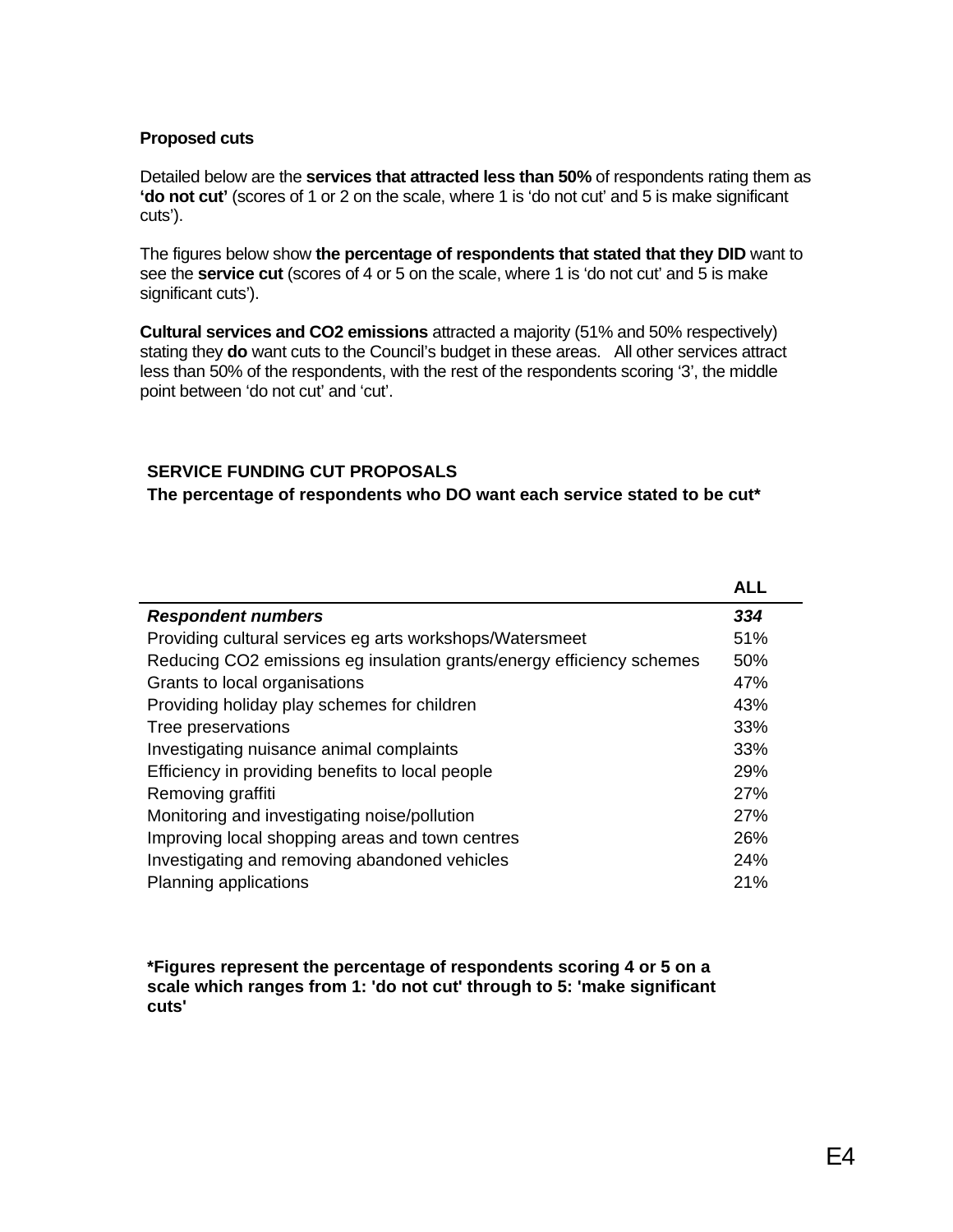**Proposed cuts**

Detailed below are the **services that attracted less than 50%** of respondents rating them as **'do not cut'** (scores of 1 or 2 on the scale, where 1 is 'do not cut' and 5 is make significant cuts').

The figures below show **the percentage of respondents that stated that they DID** want to see the **service cut** (scores of 4 or 5 on the scale, where 1 is 'do not cut' and 5 is make significant cuts').

**Cultural services and CO2 emissions** attracted a majority (51% and 50% respectively) stating they **do** want cuts to the Council's budget in these areas. All other services attract less than 50% of the respondents, with the rest of the respondents scoring '3', the middle point between 'do not cut' and 'cut'.

**SERVICE FUNDING CUT PROPOSALS**
**The percentage of respondents who DO want each service stated to be cut***

| | **ALL** |
|---|---|
| ***Respondent numbers*** | ***334*** |
| Providing cultural services eg arts workshops/Watersmeet | 51% |
| Reducing CO2 emissions eg insulation grants/energy efficiency schemes | 50% |
| Grants to local organisations | 47% |
| Providing holiday play schemes for children | 43% |
| Tree preservations | 33% |
| Investigating nuisance animal complaints | 33% |
| Efficiency in providing benefits to local people | 29% |
| Removing graffiti | 27% |
| Monitoring and investigating noise/pollution | 27% |
| Improving local shopping areas and town centres | 26% |
| Investigating and removing abandoned vehicles | 24% |
| Planning applications | 21% |

***Figures represent the percentage of respondents scoring 4 or 5 on a scale which ranges from 1: 'do not cut' through to 5: 'make significant cuts'**

E4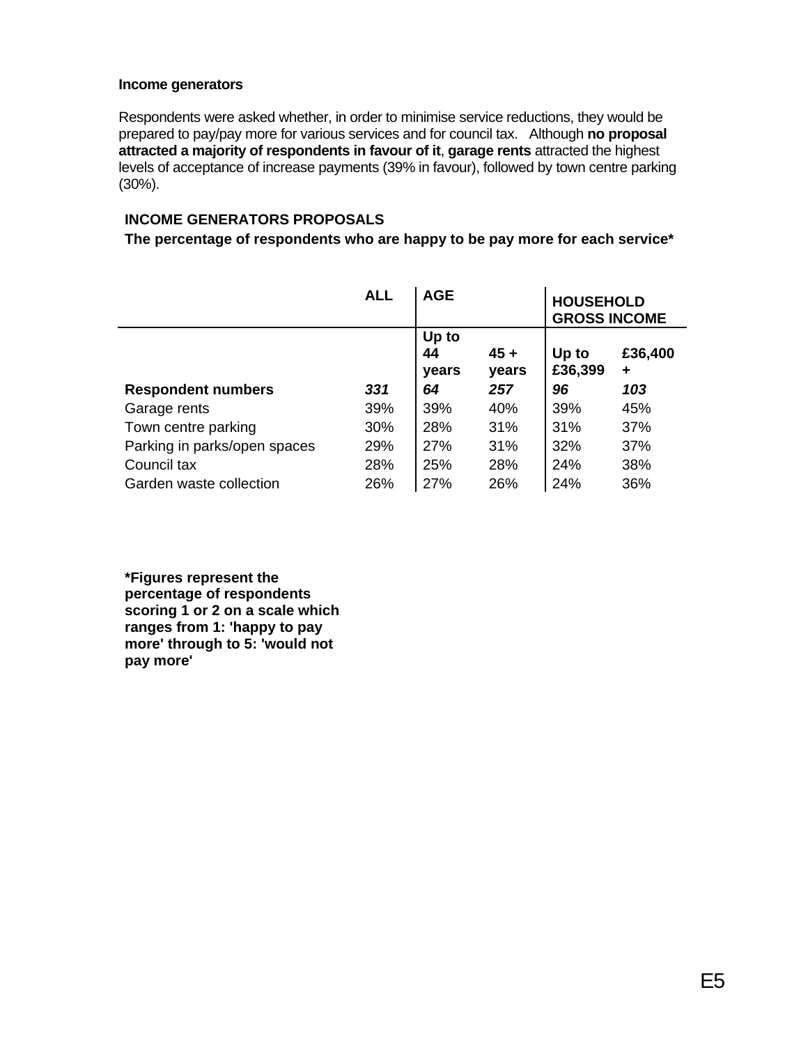### Income generators

Respondents were asked whether, in order to minimise service reductions, they would be prepared to pay/pay more for various services and for council tax. Although **no proposal attracted a majority of respondents in favour of it**, **garage rents** attracted the highest levels of acceptance of increase payments (39% in favour), followed by town centre parking (30%).

**INCOME GENERATORS PROPOSALS**

**The percentage of respondents who are happy to be pay more for each service***

| | **ALL** | **AGE** | | **HOUSEHOLD GROSS INCOME** | |
|---|---|---|---|---|---|
| | | **Up to 44 years** | **45 + years** | **Up to £36,399** | **£36,400 +** |
| **Respondent numbers** | ***331*** | ***64*** | ***257*** | ***96*** | ***103*** |
| Garage rents | 39% | 39% | 40% | 39% | 45% |
| Town centre parking | 30% | 28% | 31% | 31% | 37% |
| Parking in parks/open spaces | 29% | 27% | 31% | 32% | 37% |
| Council tax | 28% | 25% | 28% | 24% | 38% |
| Garden waste collection | 26% | 27% | 26% | 24% | 36% |

**\*Figures represent the percentage of respondents scoring 1 or 2 on a scale which ranges from 1: 'happy to pay more' through to 5: 'would not pay more'**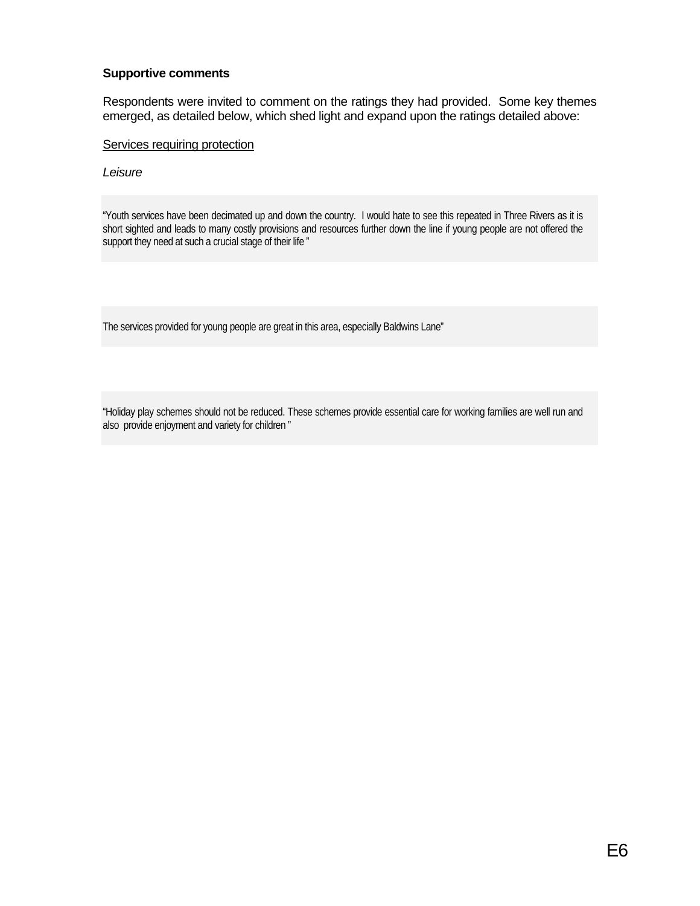**Supportive comments**

Respondents were invited to comment on the ratings they had provided. Some key themes emerged, as detailed below, which shed light and expand upon the ratings detailed above:

Services requiring protection

*Leisure*

> "Youth services have been decimated up and down the country. I would hate to see this repeated in Three Rivers as it is short sighted and leads to many costly provisions and resources further down the line if young people are not offered the support they need at such a crucial stage of their life "

> The services provided for young people are great in this area, especially Baldwins Lane"

> "Holiday play schemes should not be reduced. These schemes provide essential care for working families are well run and also provide enjoyment and variety for children "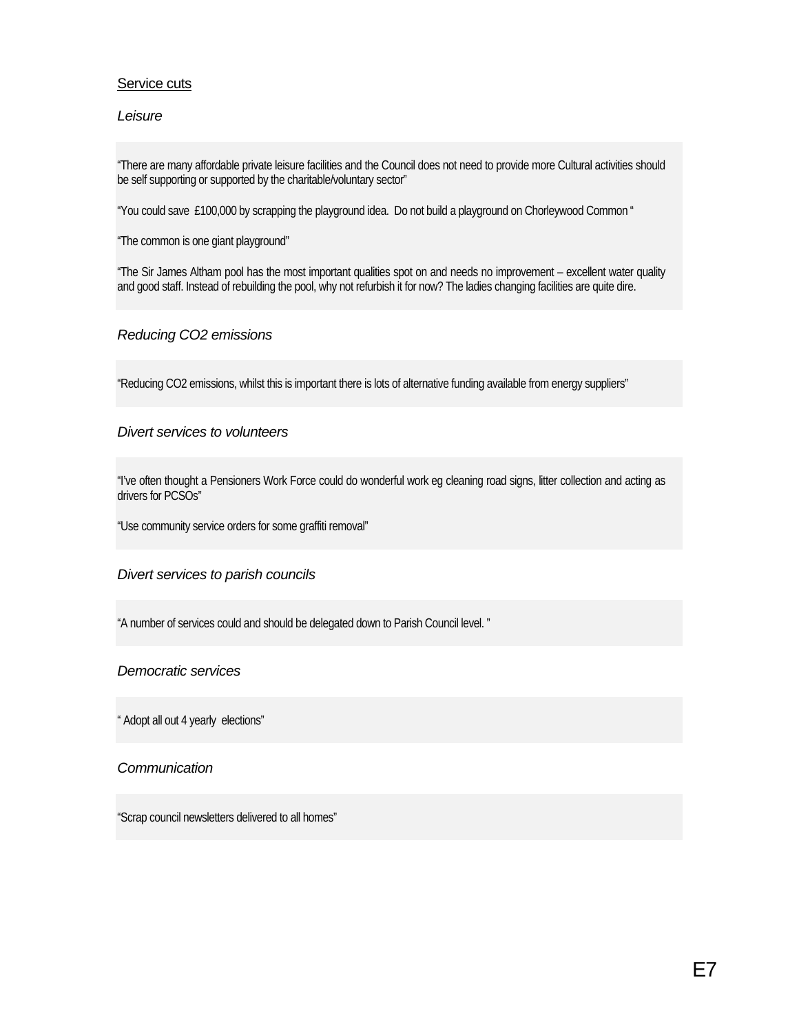Service cuts

*Leisure*

"There are many affordable private leisure facilities and the Council does not need to provide more Cultural activities should be self supporting or supported by the charitable/voluntary sector"

"You could save £100,000 by scrapping the playground idea. Do not build a playground on Chorleywood Common "

"The common is one giant playground"

"The Sir James Altham pool has the most important qualities spot on and needs no improvement – excellent water quality and good staff. Instead of rebuilding the pool, why not refurbish it for now? The ladies changing facilities are quite dire.

*Reducing CO2 emissions*

"Reducing CO2 emissions, whilst this is important there is lots of alternative funding available from energy suppliers"

*Divert services to volunteers*

"I've often thought a Pensioners Work Force could do wonderful work eg cleaning road signs, litter collection and acting as drivers for PCSOs"

"Use community service orders for some graffiti removal"

*Divert services to parish councils*

"A number of services could and should be delegated down to Parish Council level. "

*Democratic services*

" Adopt all out 4 yearly elections"

*Communication*

"Scrap council newsletters delivered to all homes"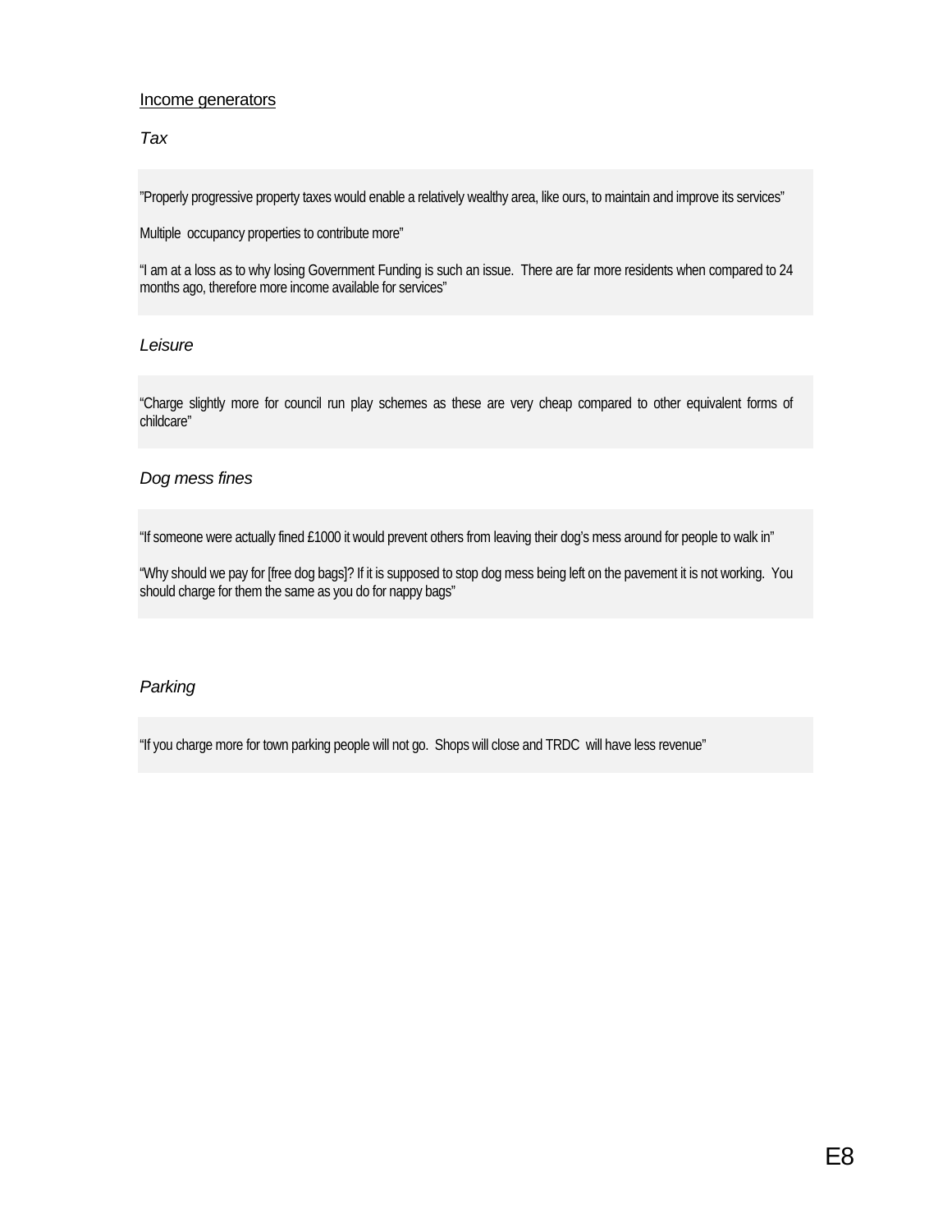Income generators

*Tax*

”Properly progressive property taxes would enable a relatively wealthy area, like ours, to maintain and improve its services”

Multiple occupancy properties to contribute more”

“I am at a loss as to why losing Government Funding is such an issue. There are far more residents when compared to 24 months ago, therefore more income available for services”

*Leisure*

“Charge slightly more for council run play schemes as these are very cheap compared to other equivalent forms of childcare”

*Dog mess fines*

“If someone were actually fined £1000 it would prevent others from leaving their dog’s mess around for people to walk in”

“Why should we pay for [free dog bags]? If it is supposed to stop dog mess being left on the pavement it is not working. You should charge for them the same as you do for nappy bags”

*Parking*

“If you charge more for town parking people will not go. Shops will close and TRDC will have less revenue”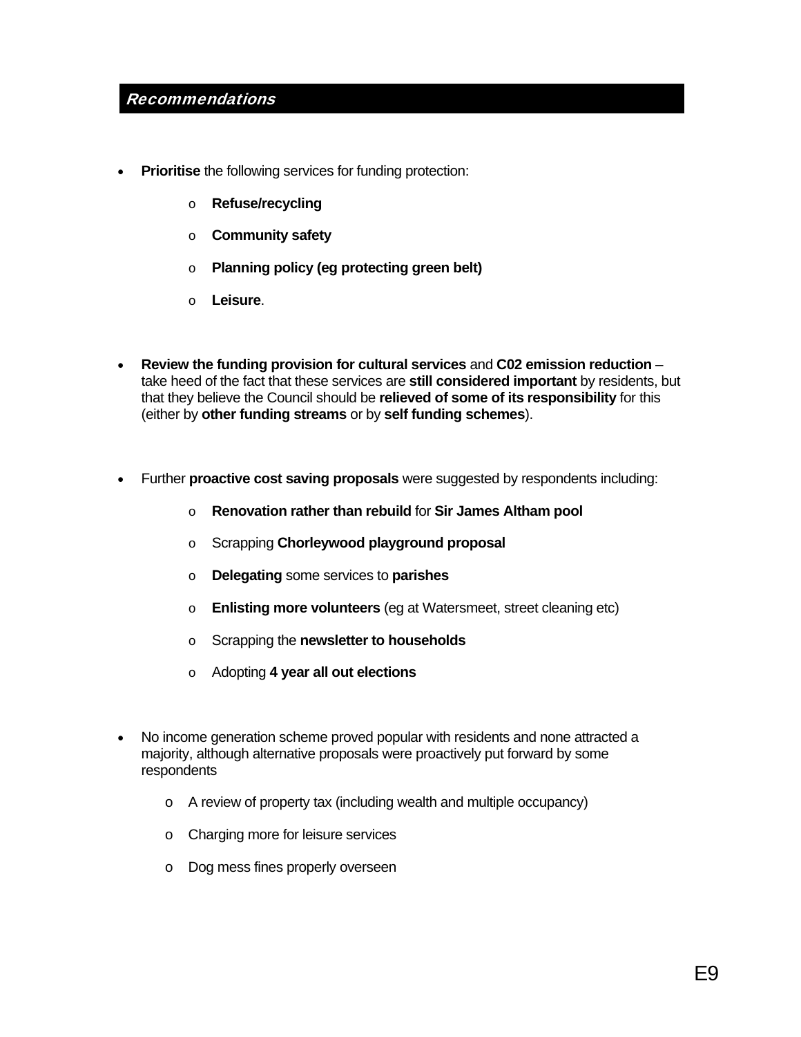## *Recommendations*

- **Prioritise** the following services for funding protection:
  - **Refuse/recycling**
  - **Community safety**
  - **Planning policy (eg protecting green belt)**
  - **Leisure**.

- **Review the funding provision for cultural services** and **C02 emission reduction** – take heed of the fact that these services are **still considered important** by residents, but that they believe the Council should be **relieved of some of its responsibility** for this (either by **other funding streams** or by **self funding schemes**).

- Further **proactive cost saving proposals** were suggested by respondents including:
  - **Renovation rather than rebuild** for **Sir James Altham pool**
  - Scrapping **Chorleywood playground proposal**
  - **Delegating** some services to **parishes**
  - **Enlisting more volunteers** (eg at Watersmeet, street cleaning etc)
  - Scrapping the **newsletter to households**
  - Adopting **4 year all out elections**

- No income generation scheme proved popular with residents and none attracted a majority, although alternative proposals were proactively put forward by some respondents
  - A review of property tax (including wealth and multiple occupancy)
  - Charging more for leisure services
  - Dog mess fines properly overseen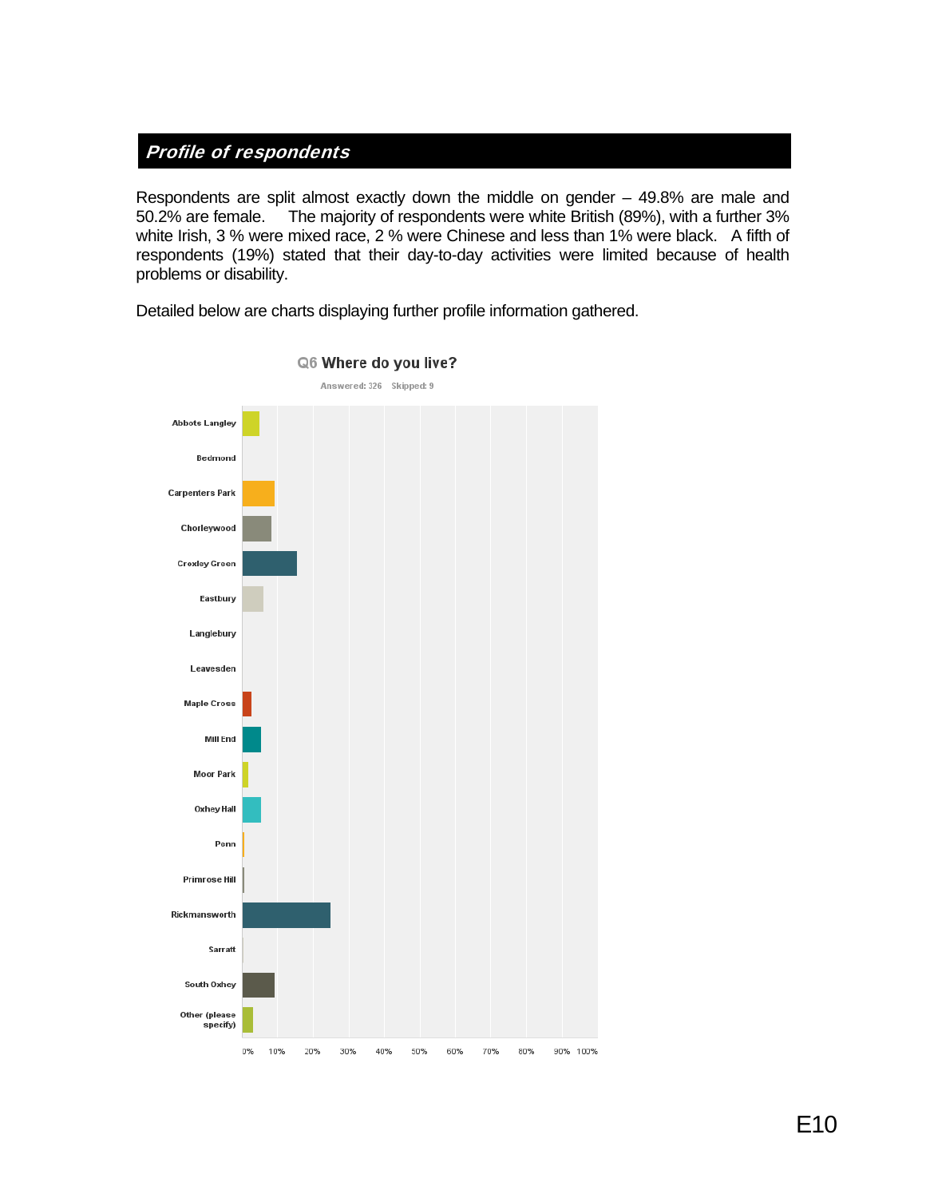## *Profile of respondents*

Respondents are split almost exactly down the middle on gender – 49.8% are male and 50.2% are female. The majority of respondents were white British (89%), with a further 3% white Irish, 3 % were mixed race, 2 % were Chinese and less than 1% were black. A fifth of respondents (19%) stated that their day-to-day activities were limited because of health problems or disability.

Detailed below are charts displaying further profile information gathered.

**Q6 Where do you live?**

Answered: 326 Skipped: 9

Abbots Langley
Bedmond
Carpenters Park
Chorleywood
Croxley Green
Eastbury
Langlebury
Leavesden
Maple Cross
Mill End
Moor Park
Oxhey Hall
Penn
Primrose Hill
Rickmansworth
Sarratt
South Oxhey
Other (please specify)

0% 10% 20% 30% 40% 50% 60% 70% 80% 90% 100%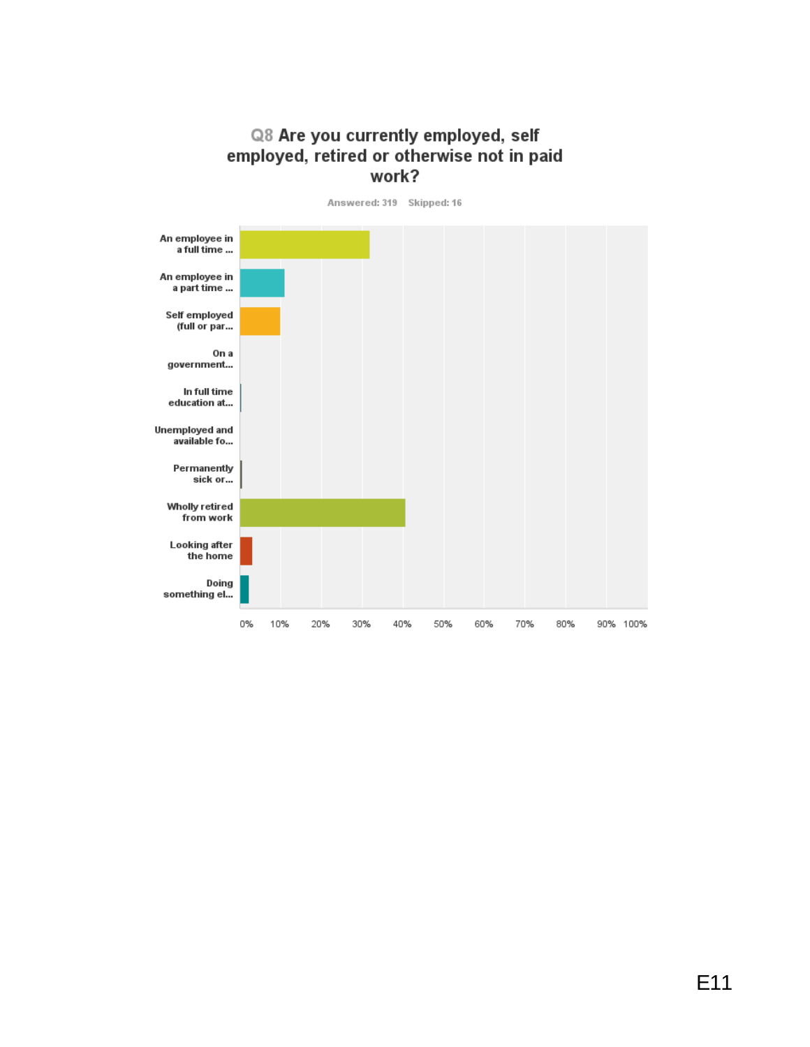## Q8 Are you currently employed, self employed, retired or otherwise not in paid work?

Answered: 319 Skipped: 16

An employee in a full time ...

An employee in a part time ...

Self employed (full or par...

On a government...

In full time education at...

Unemployed and available fo...

Permanently sick or...

Wholly retired from work

Looking after the home

Doing something el...

0% 10% 20% 30% 40% 50% 60% 70% 80% 90% 100%

E11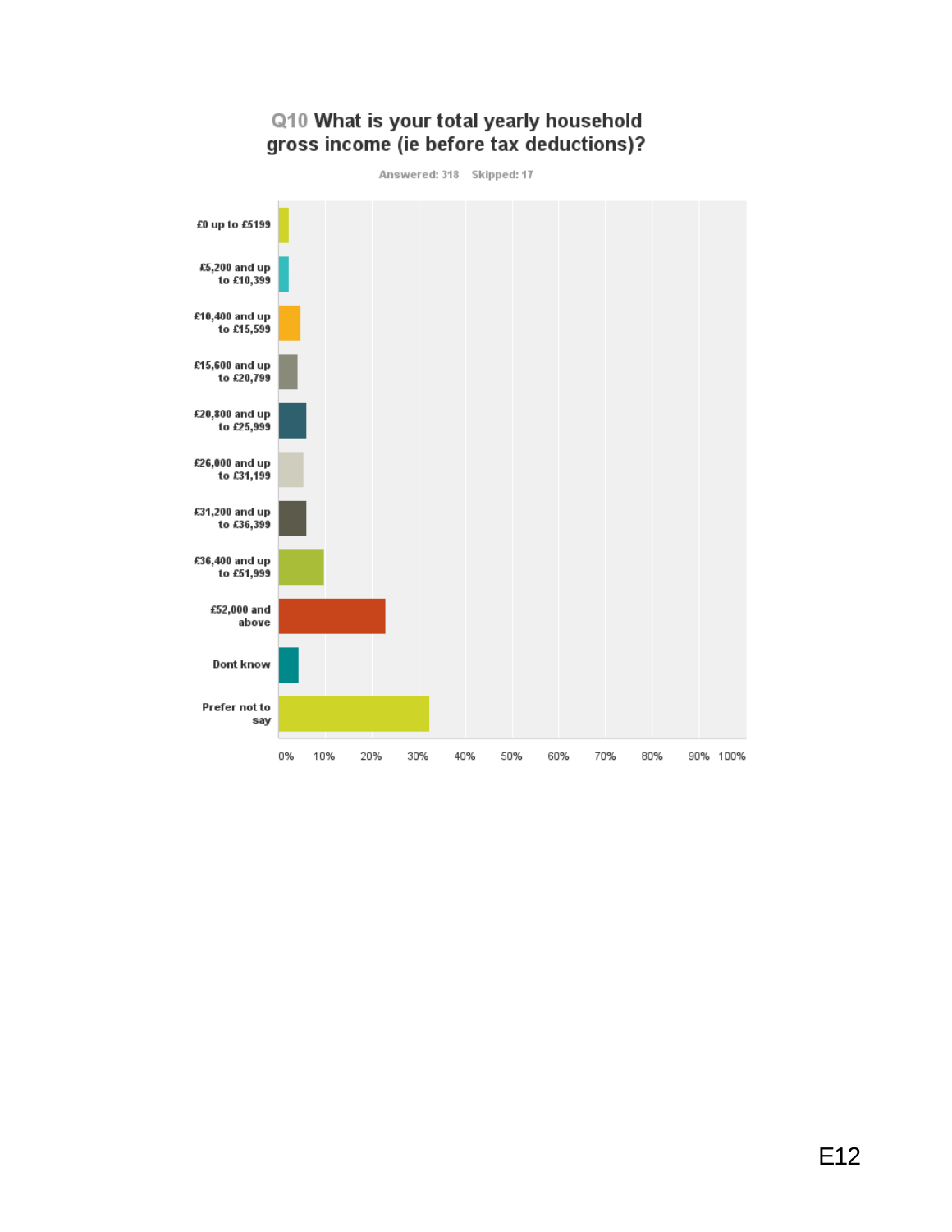Q10 What is your total yearly household gross income (ie before tax deductions)?

Answered: 318 Skipped: 17

£0 up to £5199

£5,200 and up to £10,399

£10,400 and up to £15,599

£15,600 and up to £20,799

£20,800 and up to £25,999

£26,000 and up to £31,199

£31,200 and up to £36,399

£36,400 and up to £51,999

£52,000 and above

Dont know

Prefer not to say

0% 10% 20% 30% 40% 50% 60% 70% 80% 90% 100%

E12